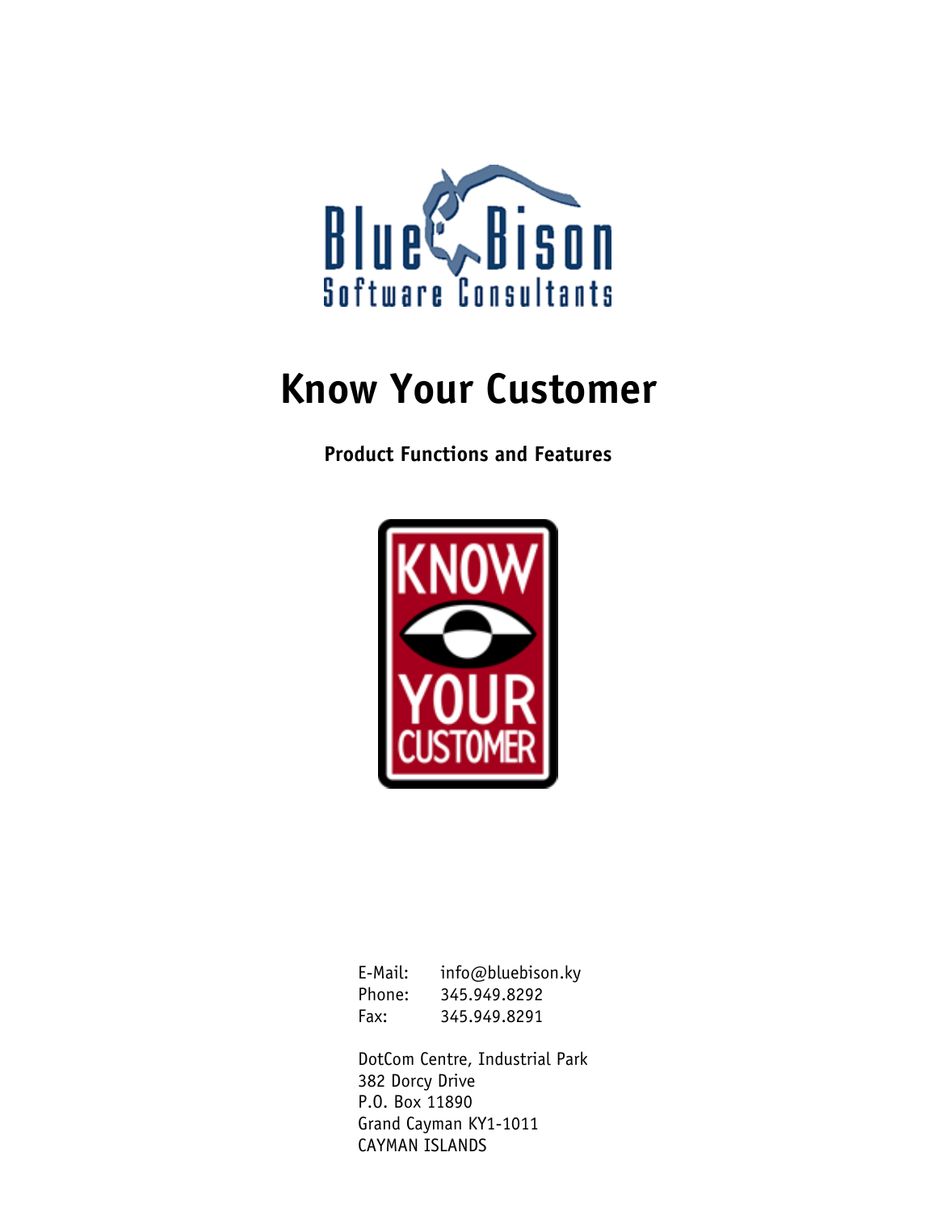Blue Bison

Software Consultants

# Know Your Customer

**Product Functions and Features**

KNOW YOUR CUSTOMER

E-Mail: info@bluebison.ky
Phone: 345.949.8292
Fax: 345.949.8291

DotCom Centre, Industrial Park
382 Dorcy Drive
P.O. Box 11890
Grand Cayman KY1-1011
CAYMAN ISLANDS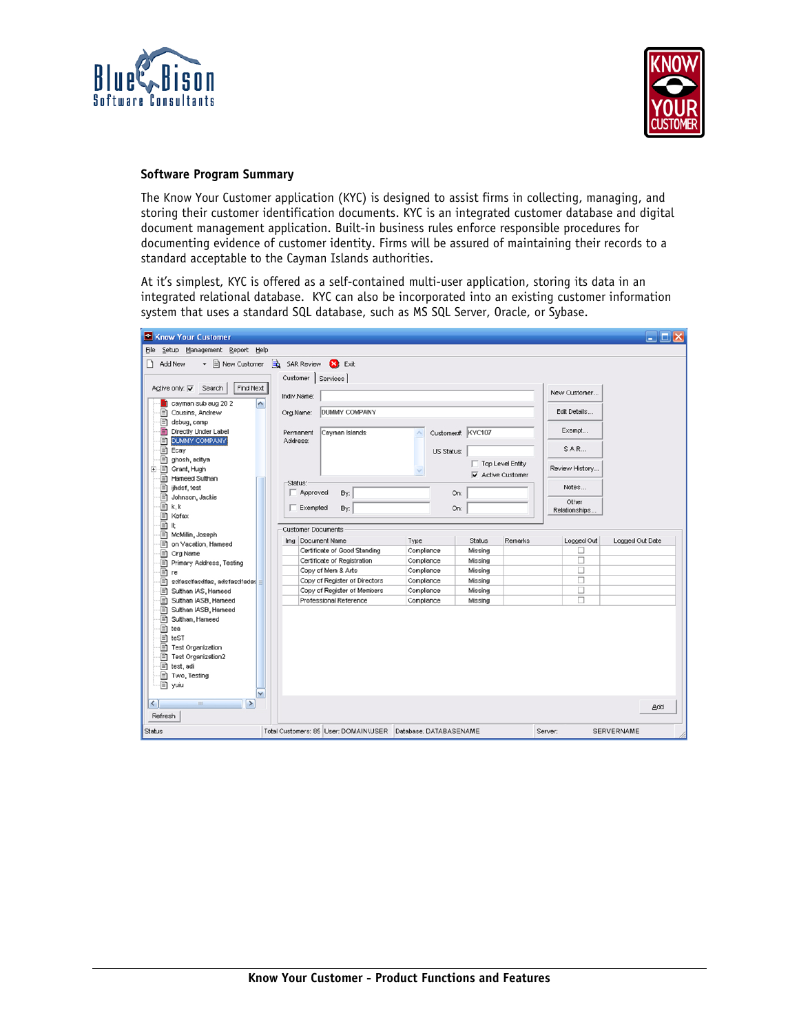## Software Program Summary

The Know Your Customer application (KYC) is designed to assist firms in collecting, managing, and storing their customer identification documents. KYC is an integrated customer database and digital document management application. Built-in business rules enforce responsible procedures for documenting evidence of customer identity. Firms will be assured of maintaining their records to a standard acceptable to the Cayman Islands authorities.

At it's simplest, KYC is offered as a self-contained multi-user application, storing its data in an integrated relational database. KYC can also be incorporated into an existing customer information system that uses a standard SQL database, such as MS SQL Server, Oracle, or Sybase.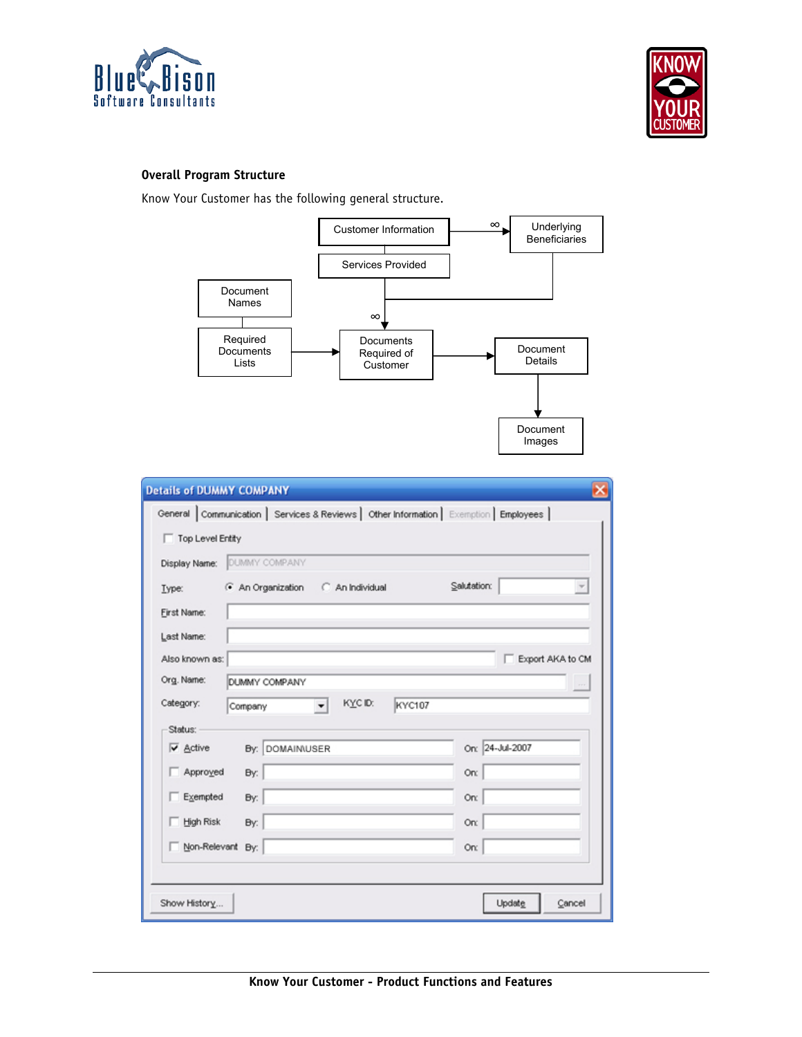### Overall Program Structure

Know Your Customer has the following general structure.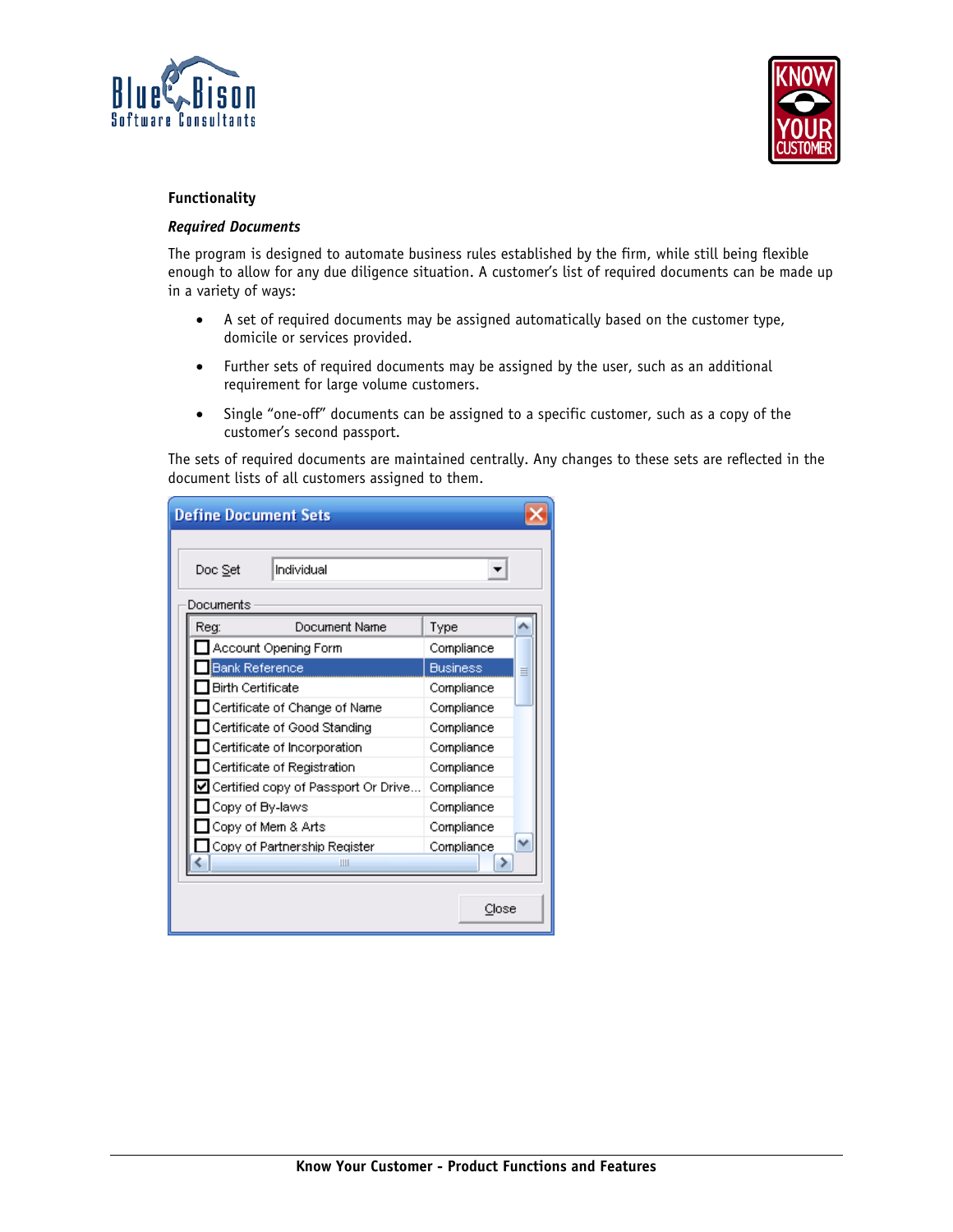## Functionality

### *Required Documents*

The program is designed to automate business rules established by the firm, while still being flexible enough to allow for any due diligence situation. A customer's list of required documents can be made up in a variety of ways:

- A set of required documents may be assigned automatically based on the customer type, domicile or services provided.
- Further sets of required documents may be assigned by the user, such as an additional requirement for large volume customers.
- Single "one-off" documents can be assigned to a specific customer, such as a copy of the customer's second passport.

The sets of required documents are maintained centrally. Any changes to these sets are reflected in the document lists of all customers assigned to them.

**Define Document Sets**

Doc Set: Individual

Documents

| Req | Document Name | Type |
|---|---|---|
| ☐ | Account Opening Form | Compliance |
| ☐ | Bank Reference | Business |
| ☐ | Birth Certificate | Compliance |
| ☐ | Certificate of Change of Name | Compliance |
| ☐ | Certificate of Good Standing | Compliance |
| ☐ | Certificate of Incorporation | Compliance |
| ☐ | Certificate of Registration | Compliance |
| ☑ | Certified copy of Passport Or Drive... | Compliance |
| ☐ | Copy of By-laws | Compliance |
| ☐ | Copy of Mem & Arts | Compliance |
| ☐ | Copy of Partnership Register | Compliance |

Close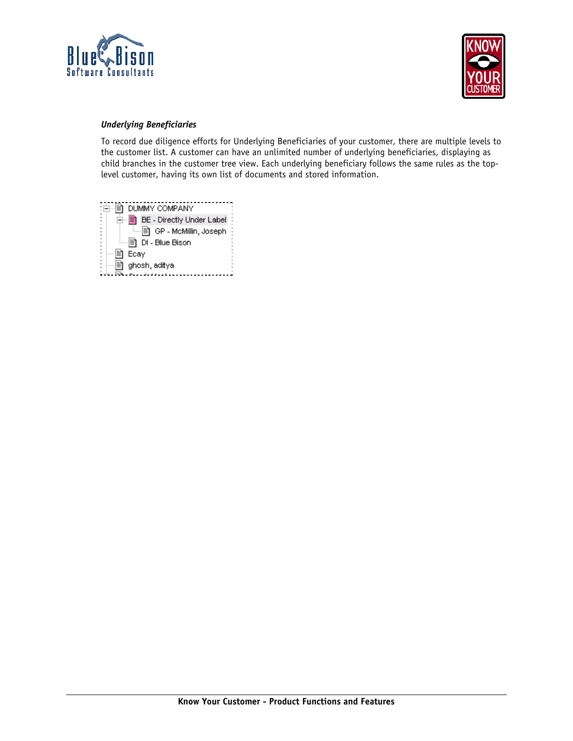*Underlying Beneficiaries*

To record due diligence efforts for Underlying Beneficiaries of your customer, there are multiple levels to the customer list. A customer can have an unlimited number of underlying beneficiaries, displaying as child branches in the customer tree view. Each underlying beneficiary follows the same rules as the top-level customer, having its own list of documents and stored information.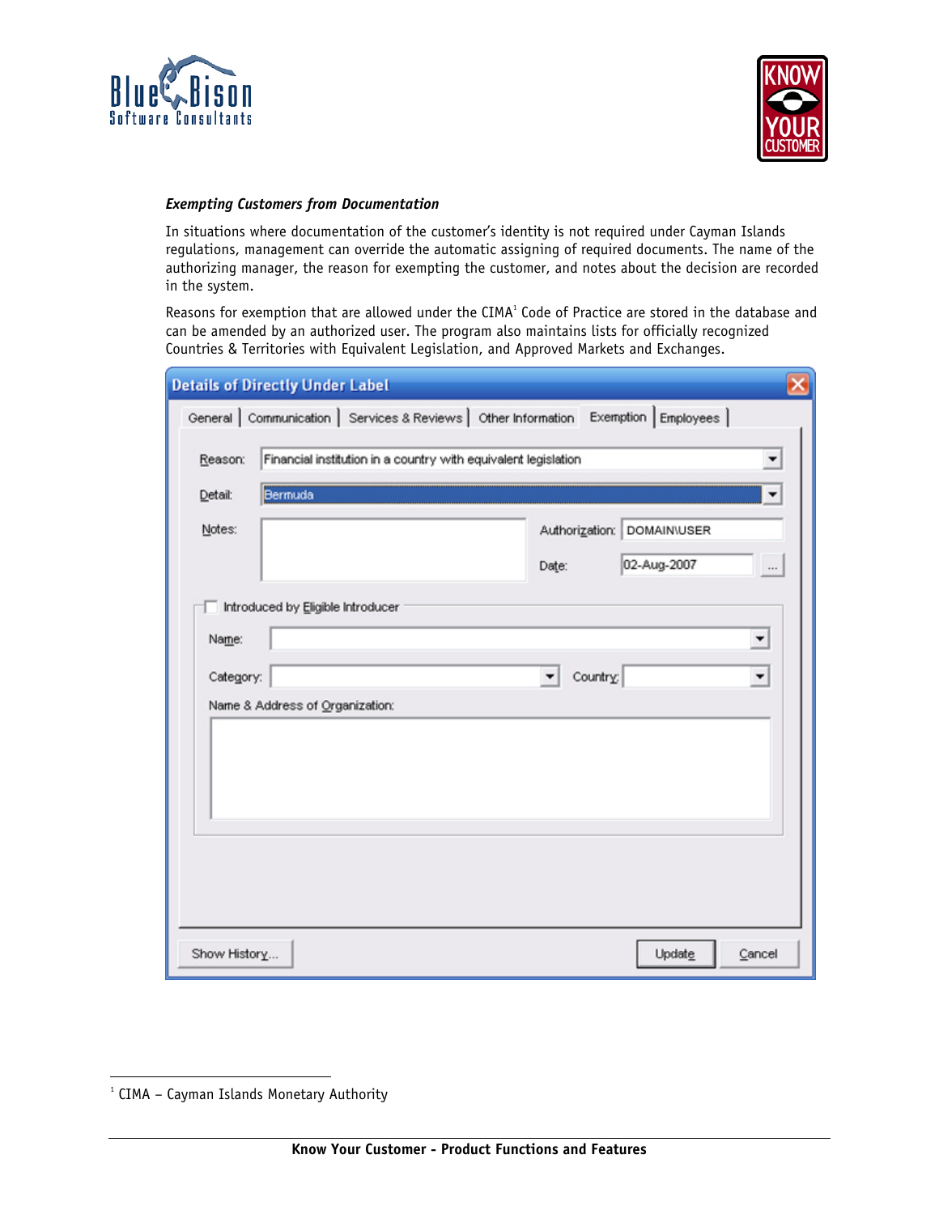***Exempting Customers from Documentation***

In situations where documentation of the customer's identity is not required under Cayman Islands regulations, management can override the automatic assigning of required documents. The name of the authorizing manager, the reason for exempting the customer, and notes about the decision are recorded in the system.

Reasons for exemption that are allowed under the CIMA[1] Code of Practice are stored in the database and can be amended by an authorized user. The program also maintains lists for officially recognized Countries & Territories with Equivalent Legislation, and Approved Markets and Exchanges.

---

[1] CIMA – Cayman Islands Monetary Authority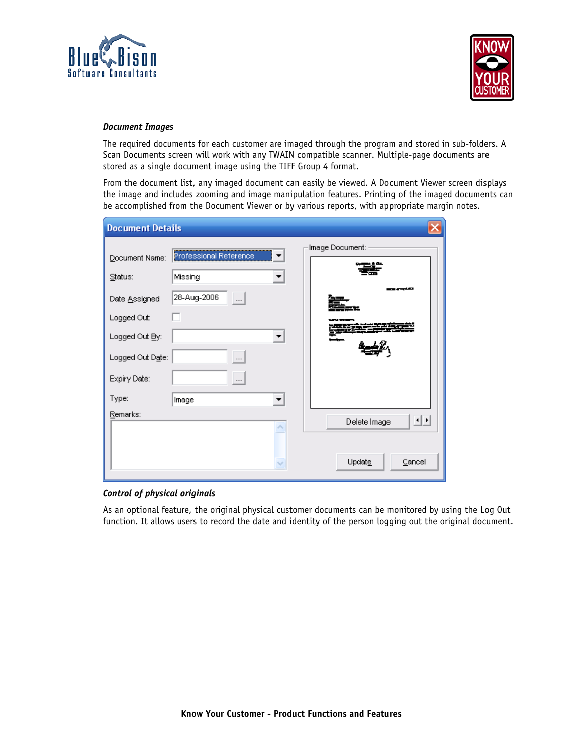***Document Images***

The required documents for each customer are imaged through the program and stored in sub-folders. A Scan Documents screen will work with any TWAIN compatible scanner. Multiple-page documents are stored as a single document image using the TIFF Group 4 format.

From the document list, any imaged document can easily be viewed. A Document Viewer screen displays the image and includes zooming and image manipulation features. Printing of the imaged documents can be accomplished from the Document Viewer or by various reports, with appropriate margin notes.

***Control of physical originals***

As an optional feature, the original physical customer documents can be monitored by using the Log Out function. It allows users to record the date and identity of the person logging out the original document.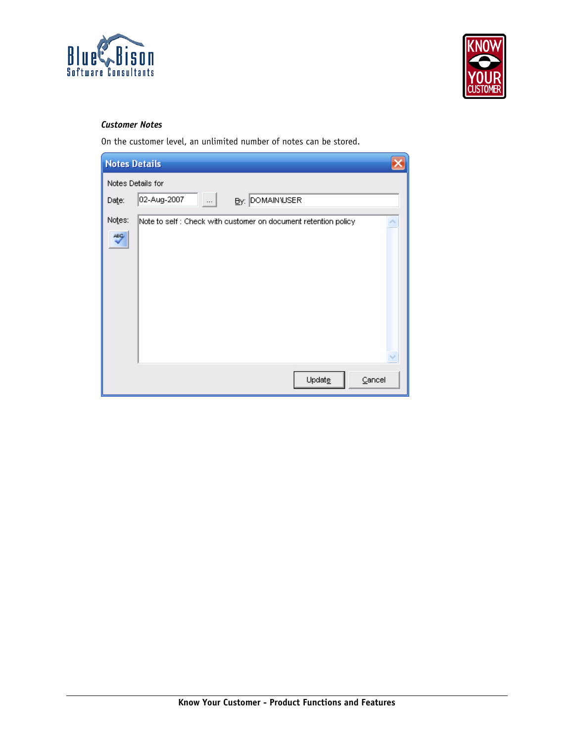*Customer Notes*

On the customer level, an unlimited number of notes can be stored.

Notes Details

Notes Details for

Date: 02-Aug-2007 ... By: DOMAIN\USER

Notes: Note to self : Check with customer on document retention policy

Update Cancel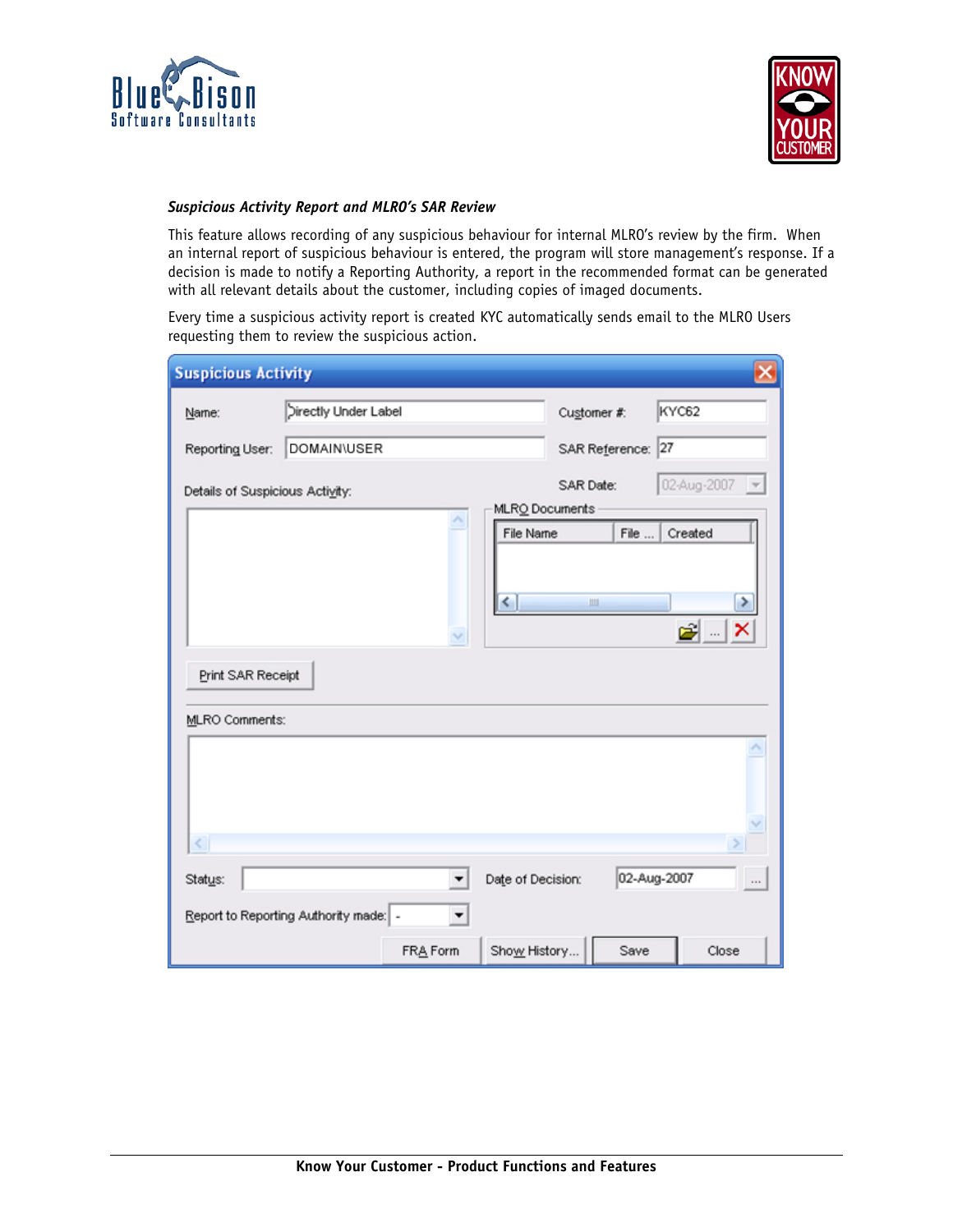***Suspicious Activity Report and MLRO's SAR Review***

This feature allows recording of any suspicious behaviour for internal MLRO's review by the firm. When an internal report of suspicious behaviour is entered, the program will store management's response. If a decision is made to notify a Reporting Authority, a report in the recommended format can be generated with all relevant details about the customer, including copies of imaged documents.

Every time a suspicious activity report is created KYC automatically sends email to the MLRO Users requesting them to review the suspicious action.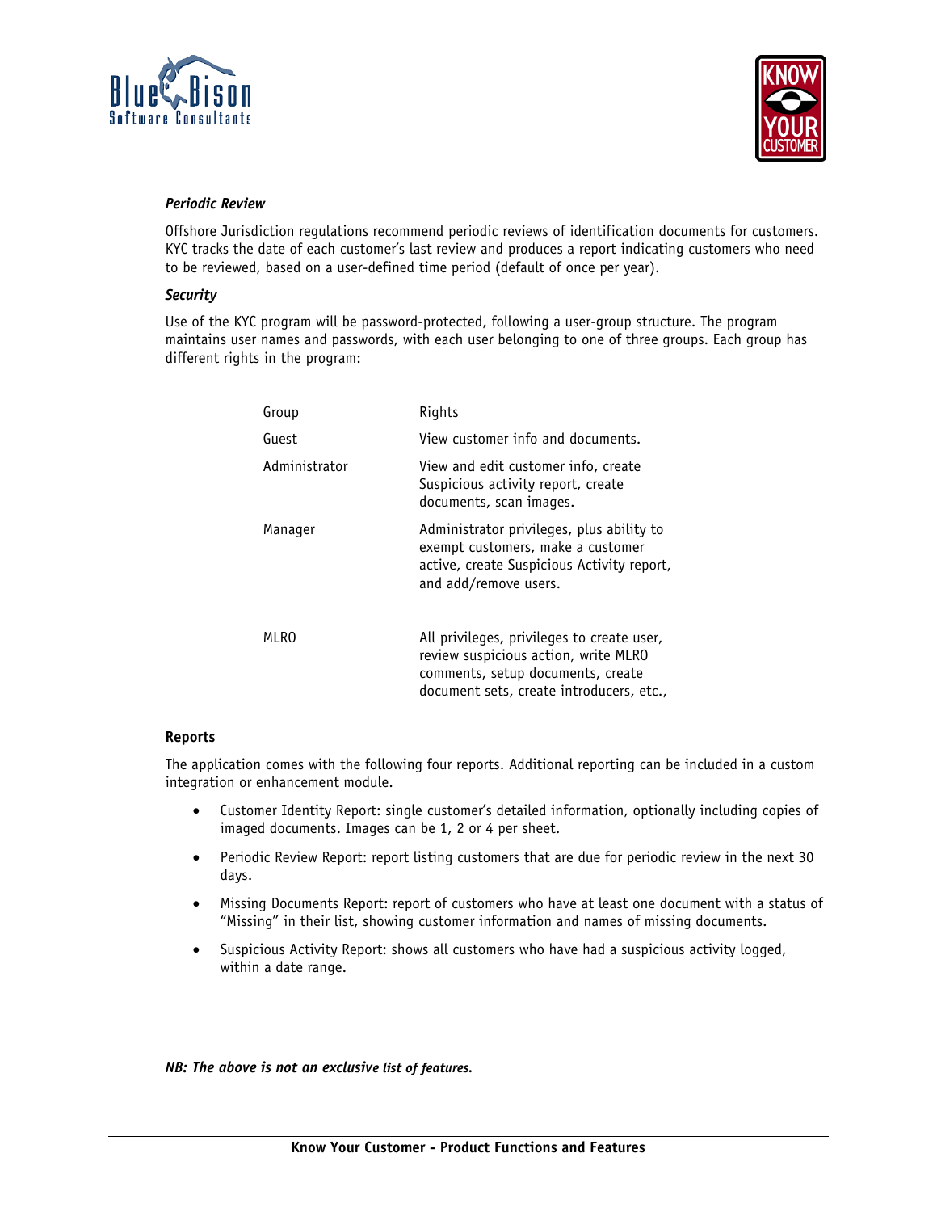***Periodic Review***

Offshore Jurisdiction regulations recommend periodic reviews of identification documents for customers. KYC tracks the date of each customer's last review and produces a report indicating customers who need to be reviewed, based on a user-defined time period (default of once per year).

***Security***

Use of the KYC program will be password-protected, following a user-group structure. The program maintains user names and passwords, with each user belonging to one of three groups. Each group has different rights in the program:

| Group | Rights |
|---|---|
| Guest | View customer info and documents. |
| Administrator | View and edit customer info, create Suspicious activity report, create documents, scan images. |
| Manager | Administrator privileges, plus ability to exempt customers, make a customer active, create Suspicious Activity report, and add/remove users. |
| MLRO | All privileges, privileges to create user, review suspicious action, write MLRO comments, setup documents, create document sets, create introducers, etc., |

**Reports**

The application comes with the following four reports. Additional reporting can be included in a custom integration or enhancement module.

- Customer Identity Report: single customer's detailed information, optionally including copies of imaged documents. Images can be 1, 2 or 4 per sheet.
- Periodic Review Report: report listing customers that are due for periodic review in the next 30 days.
- Missing Documents Report: report of customers who have at least one document with a status of "Missing" in their list, showing customer information and names of missing documents.
- Suspicious Activity Report: shows all customers who have had a suspicious activity logged, within a date range.

***NB: The above is not an exclusive list of features.***